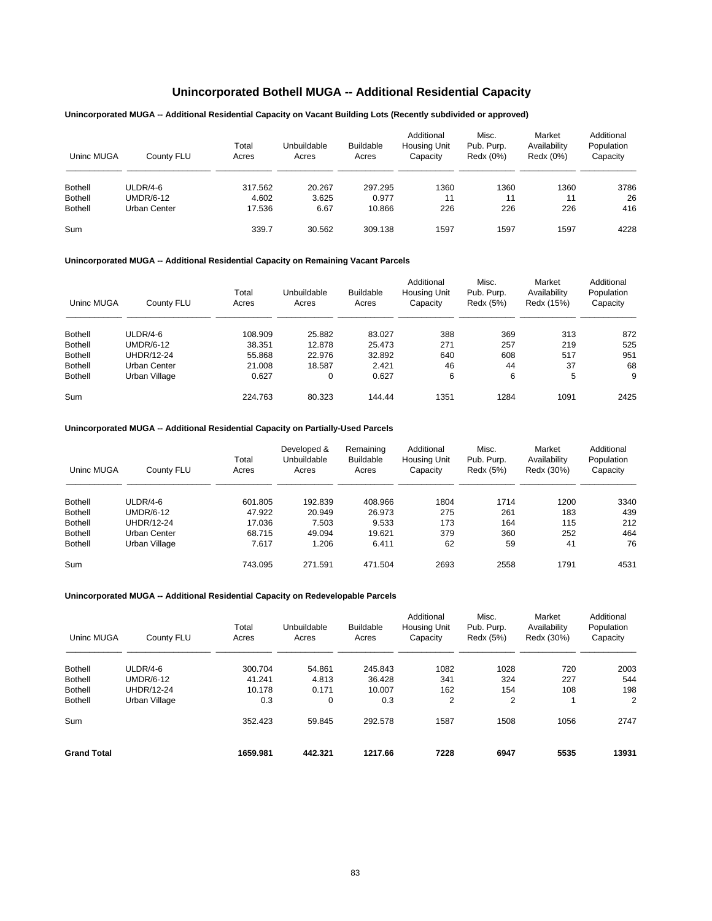# Unincorporated Bothell MUGA -- Additional Residential Capacity

### Unincorporated MUGA -- Additional Residential Capacity on Vacant Building Lots (Recently subdivided or approved)

| Uninc MUGA | County FLU | Total Acres | Unbuildable Acres | Buildable Acres | Additional Housing Unit Capacity | Misc. Pub. Purp. Redx (0%) | Market Availability Redx (0%) | Additional Population Capacity |
|---|---|---|---|---|---|---|---|---|
| Bothell | ULDR/4-6 | 317.562 | 20.267 | 297.295 | 1360 | 1360 | 1360 | 3786 |
| Bothell | UMDR/6-12 | 4.602 | 3.625 | 0.977 | 11 | 11 | 11 | 26 |
| Bothell | Urban Center | 17.536 | 6.67 | 10.866 | 226 | 226 | 226 | 416 |
| Sum | | 339.7 | 30.562 | 309.138 | 1597 | 1597 | 1597 | 4228 |

### Unincorporated MUGA -- Additional Residential Capacity on Remaining Vacant Parcels

| Uninc MUGA | County FLU | Total Acres | Unbuildable Acres | Buildable Acres | Additional Housing Unit Capacity | Misc. Pub. Purp. Redx (5%) | Market Availability Redx (15%) | Additional Population Capacity |
|---|---|---|---|---|---|---|---|---|
| Bothell | ULDR/4-6 | 108.909 | 25.882 | 83.027 | 388 | 369 | 313 | 872 |
| Bothell | UMDR/6-12 | 38.351 | 12.878 | 25.473 | 271 | 257 | 219 | 525 |
| Bothell | UHDR/12-24 | 55.868 | 22.976 | 32.892 | 640 | 608 | 517 | 951 |
| Bothell | Urban Center | 21.008 | 18.587 | 2.421 | 46 | 44 | 37 | 68 |
| Bothell | Urban Village | 0.627 | 0 | 0.627 | 6 | 6 | 5 | 9 |
| Sum | | 224.763 | 80.323 | 144.44 | 1351 | 1284 | 1091 | 2425 |

### Unincorporated MUGA -- Additional Residential Capacity on Partially-Used Parcels

| Uninc MUGA | County FLU | Total Acres | Developed & Unbuildable Acres | Remaining Buildable Acres | Additional Housing Unit Capacity | Misc. Pub. Purp. Redx (5%) | Market Availability Redx (30%) | Additional Population Capacity |
|---|---|---|---|---|---|---|---|---|
| Bothell | ULDR/4-6 | 601.805 | 192.839 | 408.966 | 1804 | 1714 | 1200 | 3340 |
| Bothell | UMDR/6-12 | 47.922 | 20.949 | 26.973 | 275 | 261 | 183 | 439 |
| Bothell | UHDR/12-24 | 17.036 | 7.503 | 9.533 | 173 | 164 | 115 | 212 |
| Bothell | Urban Center | 68.715 | 49.094 | 19.621 | 379 | 360 | 252 | 464 |
| Bothell | Urban Village | 7.617 | 1.206 | 6.411 | 62 | 59 | 41 | 76 |
| Sum | | 743.095 | 271.591 | 471.504 | 2693 | 2558 | 1791 | 4531 |

### Unincorporated MUGA -- Additional Residential Capacity on Redevelopable Parcels

| Uninc MUGA | County FLU | Total Acres | Unbuildable Acres | Buildable Acres | Additional Housing Unit Capacity | Misc. Pub. Purp. Redx (5%) | Market Availability Redx (30%) | Additional Population Capacity |
|---|---|---|---|---|---|---|---|---|
| Bothell | ULDR/4-6 | 300.704 | 54.861 | 245.843 | 1082 | 1028 | 720 | 2003 |
| Bothell | UMDR/6-12 | 41.241 | 4.813 | 36.428 | 341 | 324 | 227 | 544 |
| Bothell | UHDR/12-24 | 10.178 | 0.171 | 10.007 | 162 | 154 | 108 | 198 |
| Bothell | Urban Village | 0.3 | 0 | 0.3 | 2 | 2 | 1 | 2 |
| Sum | | 352.423 | 59.845 | 292.578 | 1587 | 1508 | 1056 | 2747 |
| **Grand Total** | | **1659.981** | **442.321** | **1217.66** | **7228** | **6947** | **5535** | **13931** |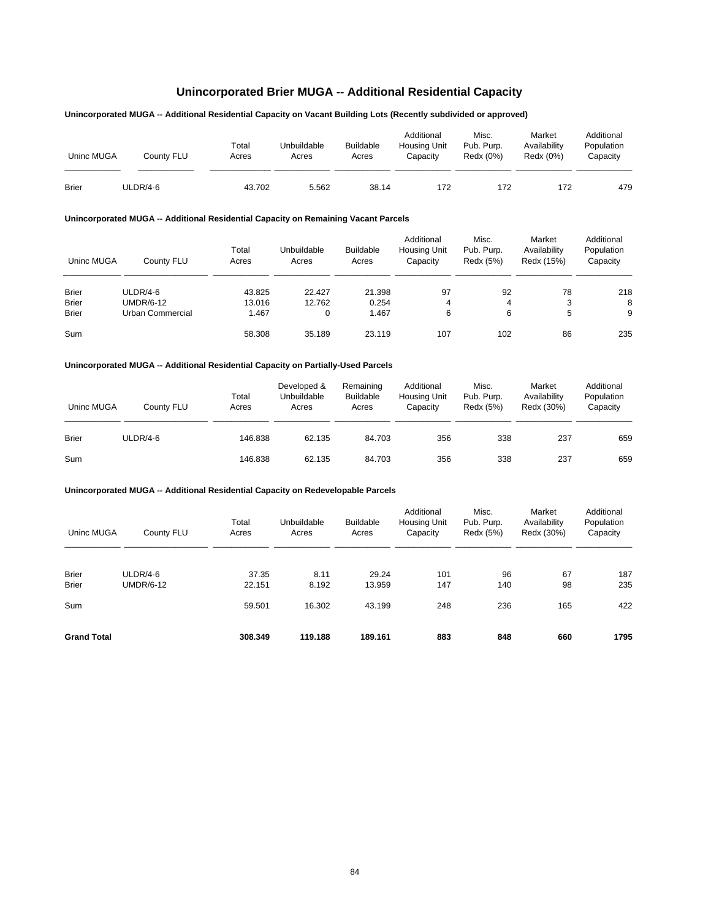# Unincorporated Brier MUGA -- Additional Residential Capacity

**Unincorporated MUGA -- Additional Residential Capacity on Vacant Building Lots (Recently subdivided or approved)**

| Uninc MUGA | County FLU | Total Acres | Unbuildable Acres | Buildable Acres | Additional Housing Unit Capacity | Misc. Pub. Purp. Redx (0%) | Market Availability Redx (0%) | Additional Population Capacity |
|---|---|---|---|---|---|---|---|---|
| Brier | ULDR/4-6 | 43.702 | 5.562 | 38.14 | 172 | 172 | 172 | 479 |

**Unincorporated MUGA -- Additional Residential Capacity on Remaining Vacant Parcels**

| Uninc MUGA | County FLU | Total Acres | Unbuildable Acres | Buildable Acres | Additional Housing Unit Capacity | Misc. Pub. Purp. Redx (5%) | Market Availability Redx (15%) | Additional Population Capacity |
|---|---|---|---|---|---|---|---|---|
| Brier | ULDR/4-6 | 43.825 | 22.427 | 21.398 | 97 | 92 | 78 | 218 |
| Brier | UMDR/6-12 | 13.016 | 12.762 | 0.254 | 4 | 4 | 3 | 8 |
| Brier | Urban Commercial | 1.467 | 0 | 1.467 | 6 | 6 | 5 | 9 |
| Sum | | 58.308 | 35.189 | 23.119 | 107 | 102 | 86 | 235 |

**Unincorporated MUGA -- Additional Residential Capacity on Partially-Used Parcels**

| Uninc MUGA | County FLU | Total Acres | Developed & Unbuildable Acres | Remaining Buildable Acres | Additional Housing Unit Capacity | Misc. Pub. Purp. Redx (5%) | Market Availability Redx (30%) | Additional Population Capacity |
|---|---|---|---|---|---|---|---|---|
| Brier | ULDR/4-6 | 146.838 | 62.135 | 84.703 | 356 | 338 | 237 | 659 |
| Sum | | 146.838 | 62.135 | 84.703 | 356 | 338 | 237 | 659 |

**Unincorporated MUGA -- Additional Residential Capacity on Redevelopable Parcels**

| Uninc MUGA | County FLU | Total Acres | Unbuildable Acres | Buildable Acres | Additional Housing Unit Capacity | Misc. Pub. Purp. Redx (5%) | Market Availability Redx (30%) | Additional Population Capacity |
|---|---|---|---|---|---|---|---|---|
| Brier | ULDR/4-6 | 37.35 | 8.11 | 29.24 | 101 | 96 | 67 | 187 |
| Brier | UMDR/6-12 | 22.151 | 8.192 | 13.959 | 147 | 140 | 98 | 235 |
| Sum | | 59.501 | 16.302 | 43.199 | 248 | 236 | 165 | 422 |
| **Grand Total** | | **308.349** | **119.188** | **189.161** | **883** | **848** | **660** | **1795** |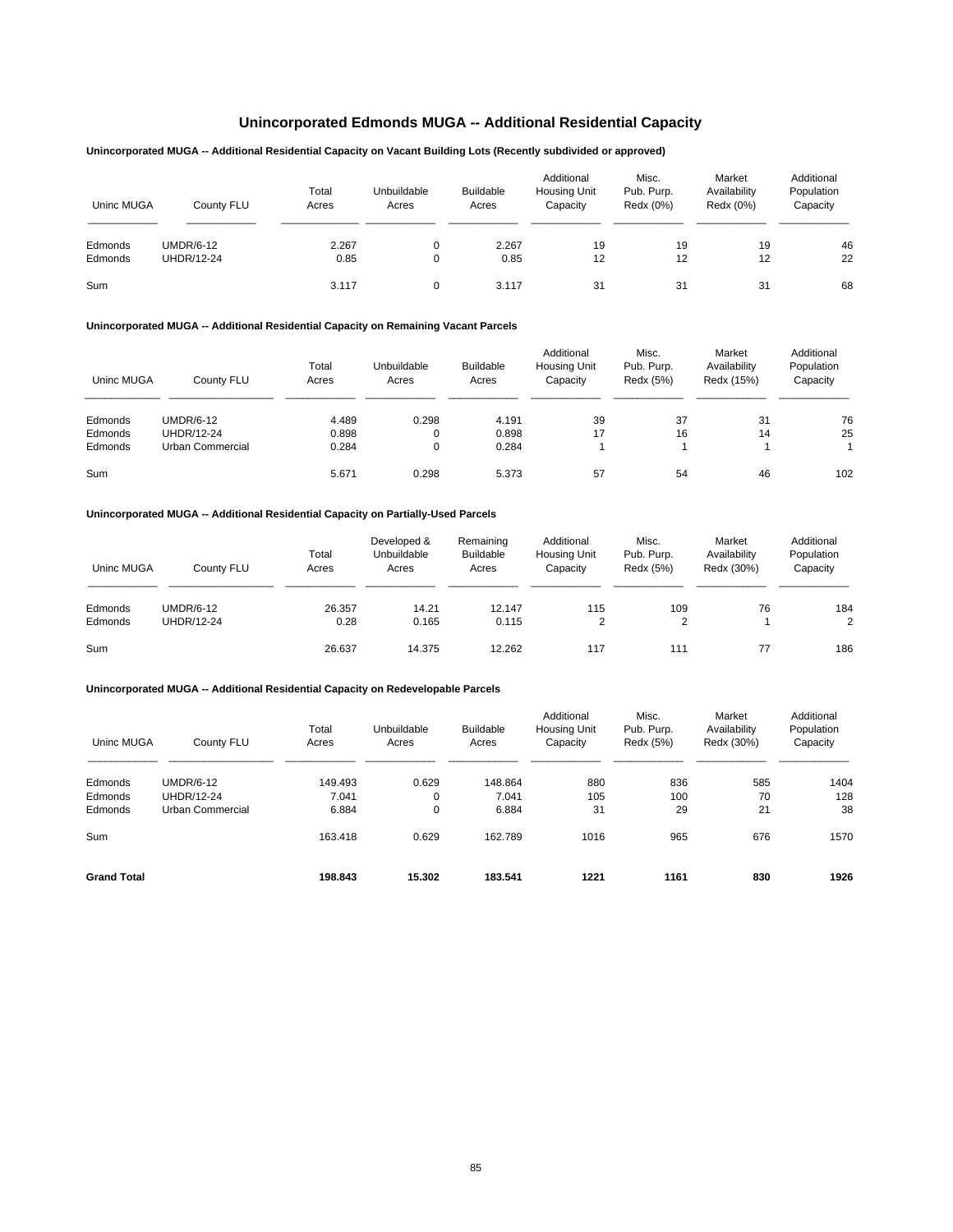# Unincorporated Edmonds MUGA -- Additional Residential Capacity

### Unincorporated MUGA -- Additional Residential Capacity on Vacant Building Lots (Recently subdivided or approved)

| Uninc MUGA | County FLU | Total Acres | Unbuildable Acres | Buildable Acres | Additional Housing Unit Capacity | Misc. Pub. Purp. Redx (0%) | Market Availability Redx (0%) | Additional Population Capacity |
|---|---|---|---|---|---|---|---|---|
| Edmonds | UMDR/6-12 | 2.267 | 0 | 2.267 | 19 | 19 | 19 | 46 |
| Edmonds | UHDR/12-24 | 0.85 | 0 | 0.85 | 12 | 12 | 12 | 22 |
| Sum | | 3.117 | 0 | 3.117 | 31 | 31 | 31 | 68 |

### Unincorporated MUGA -- Additional Residential Capacity on Remaining Vacant Parcels

| Uninc MUGA | County FLU | Total Acres | Unbuildable Acres | Buildable Acres | Additional Housing Unit Capacity | Misc. Pub. Purp. Redx (5%) | Market Availability Redx (15%) | Additional Population Capacity |
|---|---|---|---|---|---|---|---|---|
| Edmonds | UMDR/6-12 | 4.489 | 0.298 | 4.191 | 39 | 37 | 31 | 76 |
| Edmonds | UHDR/12-24 | 0.898 | 0 | 0.898 | 17 | 16 | 14 | 25 |
| Edmonds | Urban Commercial | 0.284 | 0 | 0.284 | 1 | 1 | 1 | 1 |
| Sum | | 5.671 | 0.298 | 5.373 | 57 | 54 | 46 | 102 |

### Unincorporated MUGA -- Additional Residential Capacity on Partially-Used Parcels

| Uninc MUGA | County FLU | Total Acres | Developed & Unbuildable Acres | Remaining Buildable Acres | Additional Housing Unit Capacity | Misc. Pub. Purp. Redx (5%) | Market Availability Redx (30%) | Additional Population Capacity |
|---|---|---|---|---|---|---|---|---|
| Edmonds | UMDR/6-12 | 26.357 | 14.21 | 12.147 | 115 | 109 | 76 | 184 |
| Edmonds | UHDR/12-24 | 0.28 | 0.165 | 0.115 | 2 | 2 | 1 | 2 |
| Sum | | 26.637 | 14.375 | 12.262 | 117 | 111 | 77 | 186 |

### Unincorporated MUGA -- Additional Residential Capacity on Redevelopable Parcels

| Uninc MUGA | County FLU | Total Acres | Unbuildable Acres | Buildable Acres | Additional Housing Unit Capacity | Misc. Pub. Purp. Redx (5%) | Market Availability Redx (30%) | Additional Population Capacity |
|---|---|---|---|---|---|---|---|---|
| Edmonds | UMDR/6-12 | 149.493 | 0.629 | 148.864 | 880 | 836 | 585 | 1404 |
| Edmonds | UHDR/12-24 | 7.041 | 0 | 7.041 | 105 | 100 | 70 | 128 |
| Edmonds | Urban Commercial | 6.884 | 0 | 6.884 | 31 | 29 | 21 | 38 |
| Sum | | 163.418 | 0.629 | 162.789 | 1016 | 965 | 676 | 1570 |
| **Grand Total** | | **198.843** | **15.302** | **183.541** | **1221** | **1161** | **830** | **1926** |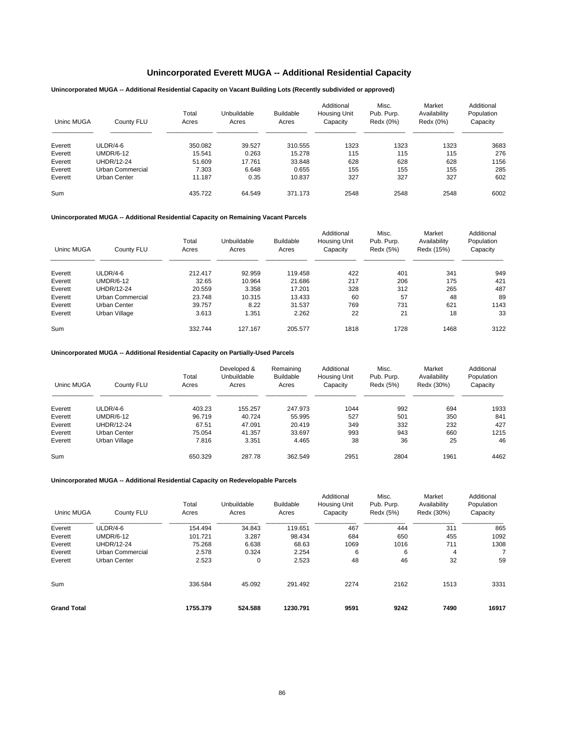# Unincorporated Everett MUGA -- Additional Residential Capacity

### Unincorporated MUGA -- Additional Residential Capacity on Vacant Building Lots (Recently subdivided or approved)

| Uninc MUGA | County FLU | Total Acres | Unbuildable Acres | Buildable Acres | Additional Housing Unit Capacity | Misc. Pub. Purp. Redx (0%) | Market Availability Redx (0%) | Additional Population Capacity |
|---|---|---|---|---|---|---|---|---|
| Everett | ULDR/4-6 | 350.082 | 39.527 | 310.555 | 1323 | 1323 | 1323 | 3683 |
| Everett | UMDR/6-12 | 15.541 | 0.263 | 15.278 | 115 | 115 | 115 | 276 |
| Everett | UHDR/12-24 | 51.609 | 17.761 | 33.848 | 628 | 628 | 628 | 1156 |
| Everett | Urban Commercial | 7.303 | 6.648 | 0.655 | 155 | 155 | 155 | 285 |
| Everett | Urban Center | 11.187 | 0.35 | 10.837 | 327 | 327 | 327 | 602 |
| Sum | | 435.722 | 64.549 | 371.173 | 2548 | 2548 | 2548 | 6002 |

### Unincorporated MUGA -- Additional Residential Capacity on Remaining Vacant Parcels

| Uninc MUGA | County FLU | Total Acres | Unbuildable Acres | Buildable Acres | Additional Housing Unit Capacity | Misc. Pub. Purp. Redx (5%) | Market Availability Redx (15%) | Additional Population Capacity |
|---|---|---|---|---|---|---|---|---|
| Everett | ULDR/4-6 | 212.417 | 92.959 | 119.458 | 422 | 401 | 341 | 949 |
| Everett | UMDR/6-12 | 32.65 | 10.964 | 21.686 | 217 | 206 | 175 | 421 |
| Everett | UHDR/12-24 | 20.559 | 3.358 | 17.201 | 328 | 312 | 265 | 487 |
| Everett | Urban Commercial | 23.748 | 10.315 | 13.433 | 60 | 57 | 48 | 89 |
| Everett | Urban Center | 39.757 | 8.22 | 31.537 | 769 | 731 | 621 | 1143 |
| Everett | Urban Village | 3.613 | 1.351 | 2.262 | 22 | 21 | 18 | 33 |
| Sum | | 332.744 | 127.167 | 205.577 | 1818 | 1728 | 1468 | 3122 |

### Unincorporated MUGA -- Additional Residential Capacity on Partially-Used Parcels

| Uninc MUGA | County FLU | Total Acres | Developed & Unbuildable Acres | Remaining Buildable Acres | Additional Housing Unit Capacity | Misc. Pub. Purp. Redx (5%) | Market Availability Redx (30%) | Additional Population Capacity |
|---|---|---|---|---|---|---|---|---|
| Everett | ULDR/4-6 | 403.23 | 155.257 | 247.973 | 1044 | 992 | 694 | 1933 |
| Everett | UMDR/6-12 | 96.719 | 40.724 | 55.995 | 527 | 501 | 350 | 841 |
| Everett | UHDR/12-24 | 67.51 | 47.091 | 20.419 | 349 | 332 | 232 | 427 |
| Everett | Urban Center | 75.054 | 41.357 | 33.697 | 993 | 943 | 660 | 1215 |
| Everett | Urban Village | 7.816 | 3.351 | 4.465 | 38 | 36 | 25 | 46 |
| Sum | | 650.329 | 287.78 | 362.549 | 2951 | 2804 | 1961 | 4462 |

### Unincorporated MUGA -- Additional Residential Capacity on Redevelopable Parcels

| Uninc MUGA | County FLU | Total Acres | Unbuildable Acres | Buildable Acres | Additional Housing Unit Capacity | Misc. Pub. Purp. Redx (5%) | Market Availability Redx (30%) | Additional Population Capacity |
|---|---|---|---|---|---|---|---|---|
| Everett | ULDR/4-6 | 154.494 | 34.843 | 119.651 | 467 | 444 | 311 | 865 |
| Everett | UMDR/6-12 | 101.721 | 3.287 | 98.434 | 684 | 650 | 455 | 1092 |
| Everett | UHDR/12-24 | 75.268 | 6.638 | 68.63 | 1069 | 1016 | 711 | 1308 |
| Everett | Urban Commercial | 2.578 | 0.324 | 2.254 | 6 | 6 | 4 | 7 |
| Everett | Urban Center | 2.523 | 0 | 2.523 | 48 | 46 | 32 | 59 |
| Sum | | 336.584 | 45.092 | 291.492 | 2274 | 2162 | 1513 | 3331 |
| **Grand Total** | | **1755.379** | **524.588** | **1230.791** | **9591** | **9242** | **7490** | **16917** |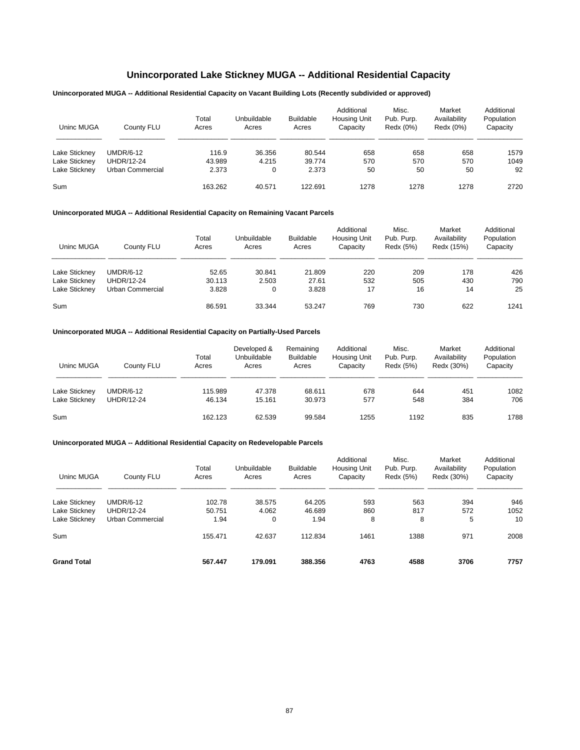# Unincorporated Lake Stickney MUGA -- Additional Residential Capacity

**Unincorporated MUGA -- Additional Residential Capacity on Vacant Building Lots (Recently subdivided or approved)**

| Uninc MUGA | County FLU | Total Acres | Unbuildable Acres | Buildable Acres | Additional Housing Unit Capacity | Misc. Pub. Purp. Redx (0%) | Market Availability Redx (0%) | Additional Population Capacity |
|---|---|---|---|---|---|---|---|---|
| Lake Stickney | UMDR/6-12 | 116.9 | 36.356 | 80.544 | 658 | 658 | 658 | 1579 |
| Lake Stickney | UHDR/12-24 | 43.989 | 4.215 | 39.774 | 570 | 570 | 570 | 1049 |
| Lake Stickney | Urban Commercial | 2.373 | 0 | 2.373 | 50 | 50 | 50 | 92 |
| Sum | | 163.262 | 40.571 | 122.691 | 1278 | 1278 | 1278 | 2720 |

**Unincorporated MUGA -- Additional Residential Capacity on Remaining Vacant Parcels**

| Uninc MUGA | County FLU | Total Acres | Unbuildable Acres | Buildable Acres | Additional Housing Unit Capacity | Misc. Pub. Purp. Redx (5%) | Market Availability Redx (15%) | Additional Population Capacity |
|---|---|---|---|---|---|---|---|---|
| Lake Stickney | UMDR/6-12 | 52.65 | 30.841 | 21.809 | 220 | 209 | 178 | 426 |
| Lake Stickney | UHDR/12-24 | 30.113 | 2.503 | 27.61 | 532 | 505 | 430 | 790 |
| Lake Stickney | Urban Commercial | 3.828 | 0 | 3.828 | 17 | 16 | 14 | 25 |
| Sum | | 86.591 | 33.344 | 53.247 | 769 | 730 | 622 | 1241 |

**Unincorporated MUGA -- Additional Residential Capacity on Partially-Used Parcels**

| Uninc MUGA | County FLU | Total Acres | Developed & Unbuildable Acres | Remaining Buildable Acres | Additional Housing Unit Capacity | Misc. Pub. Purp. Redx (5%) | Market Availability Redx (30%) | Additional Population Capacity |
|---|---|---|---|---|---|---|---|---|
| Lake Stickney | UMDR/6-12 | 115.989 | 47.378 | 68.611 | 678 | 644 | 451 | 1082 |
| Lake Stickney | UHDR/12-24 | 46.134 | 15.161 | 30.973 | 577 | 548 | 384 | 706 |
| Sum | | 162.123 | 62.539 | 99.584 | 1255 | 1192 | 835 | 1788 |

**Unincorporated MUGA -- Additional Residential Capacity on Redevelopable Parcels**

| Uninc MUGA | County FLU | Total Acres | Unbuildable Acres | Buildable Acres | Additional Housing Unit Capacity | Misc. Pub. Purp. Redx (5%) | Market Availability Redx (30%) | Additional Population Capacity |
|---|---|---|---|---|---|---|---|---|
| Lake Stickney | UMDR/6-12 | 102.78 | 38.575 | 64.205 | 593 | 563 | 394 | 946 |
| Lake Stickney | UHDR/12-24 | 50.751 | 4.062 | 46.689 | 860 | 817 | 572 | 1052 |
| Lake Stickney | Urban Commercial | 1.94 | 0 | 1.94 | 8 | 8 | 5 | 10 |
| Sum | | 155.471 | 42.637 | 112.834 | 1461 | 1388 | 971 | 2008 |
| **Grand Total** | | **567.447** | **179.091** | **388.356** | **4763** | **4588** | **3706** | **7757** |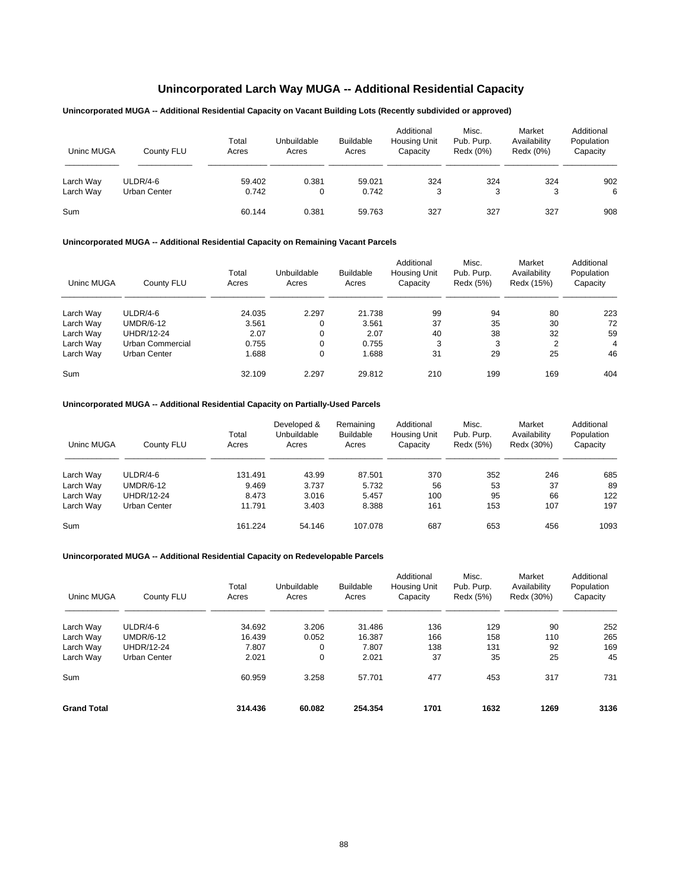# Unincorporated Larch Way MUGA -- Additional Residential Capacity

### Unincorporated MUGA -- Additional Residential Capacity on Vacant Building Lots (Recently subdivided or approved)

| Uninc MUGA | County FLU | Total Acres | Unbuildable Acres | Buildable Acres | Additional Housing Unit Capacity | Misc. Pub. Purp. Redx (0%) | Market Availability Redx (0%) | Additional Population Capacity |
|---|---|---|---|---|---|---|---|---|
| Larch Way | ULDR/4-6 | 59.402 | 0.381 | 59.021 | 324 | 324 | 324 | 902 |
| Larch Way | Urban Center | 0.742 | 0 | 0.742 | 3 | 3 | 3 | 6 |
| Sum | | 60.144 | 0.381 | 59.763 | 327 | 327 | 327 | 908 |

### Unincorporated MUGA -- Additional Residential Capacity on Remaining Vacant Parcels

| Uninc MUGA | County FLU | Total Acres | Unbuildable Acres | Buildable Acres | Additional Housing Unit Capacity | Misc. Pub. Purp. Redx (5%) | Market Availability Redx (15%) | Additional Population Capacity |
|---|---|---|---|---|---|---|---|---|
| Larch Way | ULDR/4-6 | 24.035 | 2.297 | 21.738 | 99 | 94 | 80 | 223 |
| Larch Way | UMDR/6-12 | 3.561 | 0 | 3.561 | 37 | 35 | 30 | 72 |
| Larch Way | UHDR/12-24 | 2.07 | 0 | 2.07 | 40 | 38 | 32 | 59 |
| Larch Way | Urban Commercial | 0.755 | 0 | 0.755 | 3 | 3 | 2 | 4 |
| Larch Way | Urban Center | 1.688 | 0 | 1.688 | 31 | 29 | 25 | 46 |
| Sum | | 32.109 | 2.297 | 29.812 | 210 | 199 | 169 | 404 |

### Unincorporated MUGA -- Additional Residential Capacity on Partially-Used Parcels

| Uninc MUGA | County FLU | Total Acres | Developed & Unbuildable Acres | Remaining Buildable Acres | Additional Housing Unit Capacity | Misc. Pub. Purp. Redx (5%) | Market Availability Redx (30%) | Additional Population Capacity |
|---|---|---|---|---|---|---|---|---|
| Larch Way | ULDR/4-6 | 131.491 | 43.99 | 87.501 | 370 | 352 | 246 | 685 |
| Larch Way | UMDR/6-12 | 9.469 | 3.737 | 5.732 | 56 | 53 | 37 | 89 |
| Larch Way | UHDR/12-24 | 8.473 | 3.016 | 5.457 | 100 | 95 | 66 | 122 |
| Larch Way | Urban Center | 11.791 | 3.403 | 8.388 | 161 | 153 | 107 | 197 |
| Sum | | 161.224 | 54.146 | 107.078 | 687 | 653 | 456 | 1093 |

### Unincorporated MUGA -- Additional Residential Capacity on Redevelopable Parcels

| Uninc MUGA | County FLU | Total Acres | Unbuildable Acres | Buildable Acres | Additional Housing Unit Capacity | Misc. Pub. Purp. Redx (5%) | Market Availability Redx (30%) | Additional Population Capacity |
|---|---|---|---|---|---|---|---|---|
| Larch Way | ULDR/4-6 | 34.692 | 3.206 | 31.486 | 136 | 129 | 90 | 252 |
| Larch Way | UMDR/6-12 | 16.439 | 0.052 | 16.387 | 166 | 158 | 110 | 265 |
| Larch Way | UHDR/12-24 | 7.807 | 0 | 7.807 | 138 | 131 | 92 | 169 |
| Larch Way | Urban Center | 2.021 | 0 | 2.021 | 37 | 35 | 25 | 45 |
| Sum | | 60.959 | 3.258 | 57.701 | 477 | 453 | 317 | 731 |
| **Grand Total** | | **314.436** | **60.082** | **254.354** | **1701** | **1632** | **1269** | **3136** |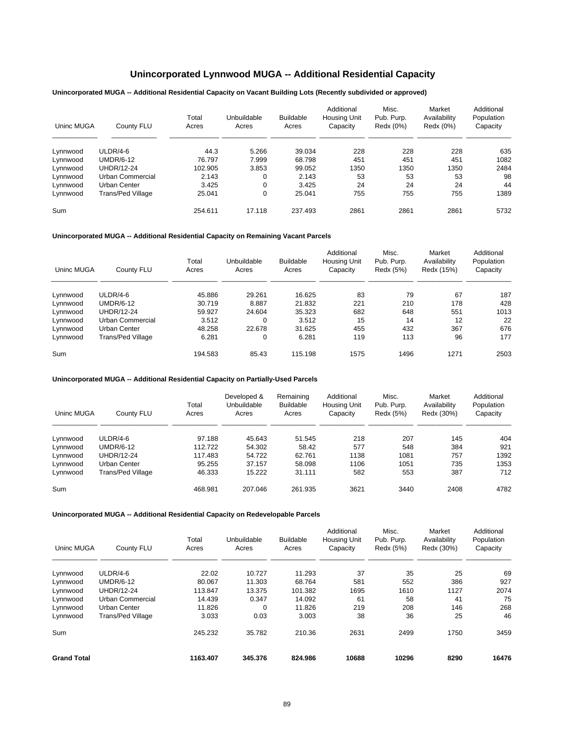# Unincorporated Lynnwood MUGA -- Additional Residential Capacity

**Unincorporated MUGA -- Additional Residential Capacity on Vacant Building Lots (Recently subdivided or approved)**

| Uninc MUGA | County FLU | Total Acres | Unbuildable Acres | Buildable Acres | Additional Housing Unit Capacity | Misc. Pub. Purp. Redx (0%) | Market Availability Redx (0%) | Additional Population Capacity |
|---|---|---|---|---|---|---|---|---|
| Lynnwood | ULDR/4-6 | 44.3 | 5.266 | 39.034 | 228 | 228 | 228 | 635 |
| Lynnwood | UMDR/6-12 | 76.797 | 7.999 | 68.798 | 451 | 451 | 451 | 1082 |
| Lynnwood | UHDR/12-24 | 102.905 | 3.853 | 99.052 | 1350 | 1350 | 1350 | 2484 |
| Lynnwood | Urban Commercial | 2.143 | 0 | 2.143 | 53 | 53 | 53 | 98 |
| Lynnwood | Urban Center | 3.425 | 0 | 3.425 | 24 | 24 | 24 | 44 |
| Lynnwood | Trans/Ped Village | 25.041 | 0 | 25.041 | 755 | 755 | 755 | 1389 |
| Sum | | 254.611 | 17.118 | 237.493 | 2861 | 2861 | 2861 | 5732 |

**Unincorporated MUGA -- Additional Residential Capacity on Remaining Vacant Parcels**

| Uninc MUGA | County FLU | Total Acres | Unbuildable Acres | Buildable Acres | Additional Housing Unit Capacity | Misc. Pub. Purp. Redx (5%) | Market Availability Redx (15%) | Additional Population Capacity |
|---|---|---|---|---|---|---|---|---|
| Lynnwood | ULDR/4-6 | 45.886 | 29.261 | 16.625 | 83 | 79 | 67 | 187 |
| Lynnwood | UMDR/6-12 | 30.719 | 8.887 | 21.832 | 221 | 210 | 178 | 428 |
| Lynnwood | UHDR/12-24 | 59.927 | 24.604 | 35.323 | 682 | 648 | 551 | 1013 |
| Lynnwood | Urban Commercial | 3.512 | 0 | 3.512 | 15 | 14 | 12 | 22 |
| Lynnwood | Urban Center | 48.258 | 22.678 | 31.625 | 455 | 432 | 367 | 676 |
| Lynnwood | Trans/Ped Village | 6.281 | 0 | 6.281 | 119 | 113 | 96 | 177 |
| Sum | | 194.583 | 85.43 | 115.198 | 1575 | 1496 | 1271 | 2503 |

**Unincorporated MUGA -- Additional Residential Capacity on Partially-Used Parcels**

| Uninc MUGA | County FLU | Total Acres | Developed & Unbuildable Acres | Remaining Buildable Acres | Additional Housing Unit Capacity | Misc. Pub. Purp. Redx (5%) | Market Availability Redx (30%) | Additional Population Capacity |
|---|---|---|---|---|---|---|---|---|
| Lynnwood | ULDR/4-6 | 97.188 | 45.643 | 51.545 | 218 | 207 | 145 | 404 |
| Lynnwood | UMDR/6-12 | 112.722 | 54.302 | 58.42 | 577 | 548 | 384 | 921 |
| Lynnwood | UHDR/12-24 | 117.483 | 54.722 | 62.761 | 1138 | 1081 | 757 | 1392 |
| Lynnwood | Urban Center | 95.255 | 37.157 | 58.098 | 1106 | 1051 | 735 | 1353 |
| Lynnwood | Trans/Ped Village | 46.333 | 15.222 | 31.111 | 582 | 553 | 387 | 712 |
| Sum | | 468.981 | 207.046 | 261.935 | 3621 | 3440 | 2408 | 4782 |

**Unincorporated MUGA -- Additional Residential Capacity on Redevelopable Parcels**

| Uninc MUGA | County FLU | Total Acres | Unbuildable Acres | Buildable Acres | Additional Housing Unit Capacity | Misc. Pub. Purp. Redx (5%) | Market Availability Redx (30%) | Additional Population Capacity |
|---|---|---|---|---|---|---|---|---|
| Lynnwood | ULDR/4-6 | 22.02 | 10.727 | 11.293 | 37 | 35 | 25 | 69 |
| Lynnwood | UMDR/6-12 | 80.067 | 11.303 | 68.764 | 581 | 552 | 386 | 927 |
| Lynnwood | UHDR/12-24 | 113.847 | 13.375 | 101.382 | 1695 | 1610 | 1127 | 2074 |
| Lynnwood | Urban Commercial | 14.439 | 0.347 | 14.092 | 61 | 58 | 41 | 75 |
| Lynnwood | Urban Center | 11.826 | 0 | 11.826 | 219 | 208 | 146 | 268 |
| Lynnwood | Trans/Ped Village | 3.033 | 0.03 | 3.003 | 38 | 36 | 25 | 46 |
| Sum | | 245.232 | 35.782 | 210.36 | 2631 | 2499 | 1750 | 3459 |
| **Grand Total** | | **1163.407** | **345.376** | **824.986** | **10688** | **10296** | **8290** | **16476** |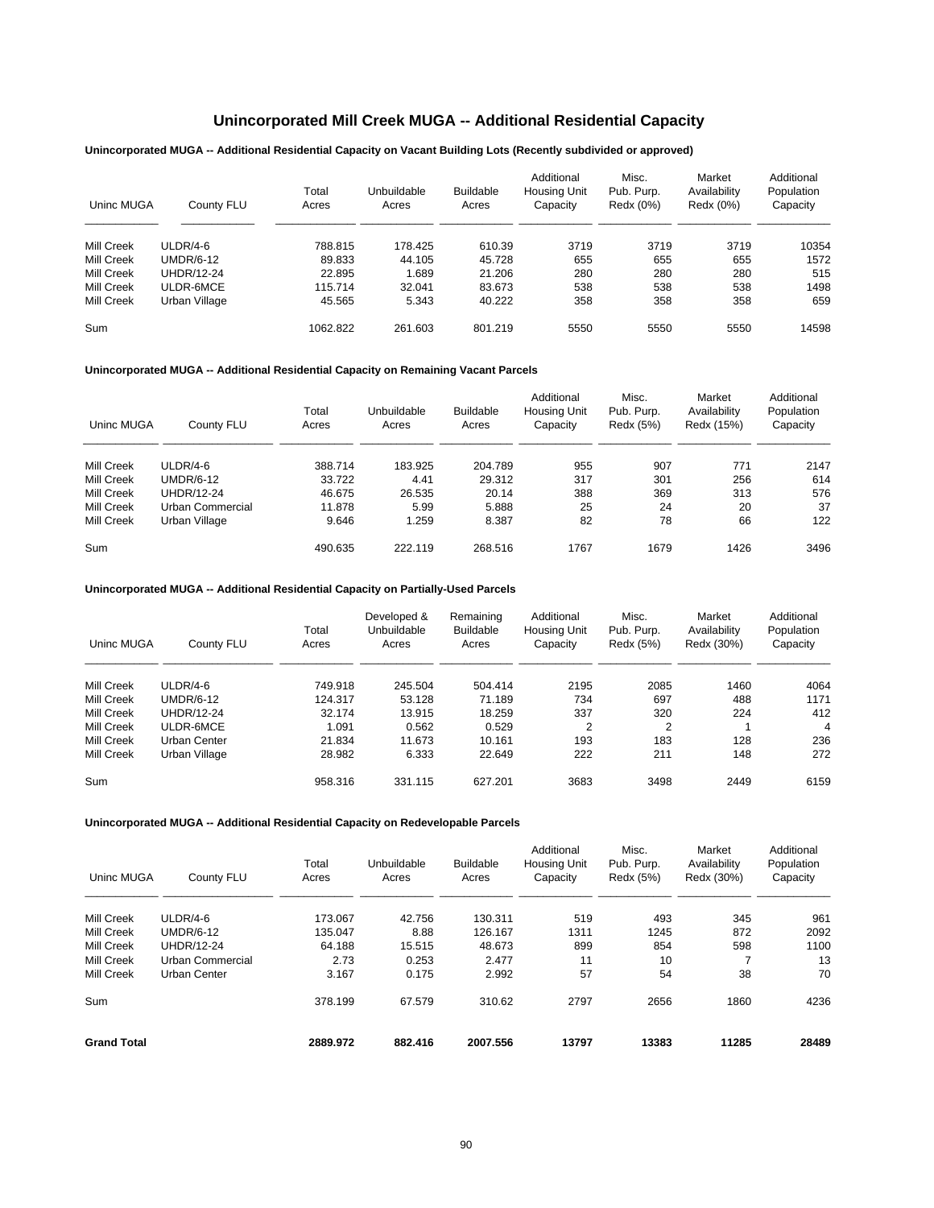# Unincorporated Mill Creek MUGA -- Additional Residential Capacity

**Unincorporated MUGA -- Additional Residential Capacity on Vacant Building Lots (Recently subdivided or approved)**

| Uninc MUGA | County FLU | Total Acres | Unbuildable Acres | Buildable Acres | Additional Housing Unit Capacity | Misc. Pub. Purp. Redx (0%) | Market Availability Redx (0%) | Additional Population Capacity |
|---|---|---|---|---|---|---|---|---|
| Mill Creek | ULDR/4-6 | 788.815 | 178.425 | 610.39 | 3719 | 3719 | 3719 | 10354 |
| Mill Creek | UMDR/6-12 | 89.833 | 44.105 | 45.728 | 655 | 655 | 655 | 1572 |
| Mill Creek | UHDR/12-24 | 22.895 | 1.689 | 21.206 | 280 | 280 | 280 | 515 |
| Mill Creek | ULDR-6MCE | 115.714 | 32.041 | 83.673 | 538 | 538 | 538 | 1498 |
| Mill Creek | Urban Village | 45.565 | 5.343 | 40.222 | 358 | 358 | 358 | 659 |
| Sum | | 1062.822 | 261.603 | 801.219 | 5550 | 5550 | 5550 | 14598 |

**Unincorporated MUGA -- Additional Residential Capacity on Remaining Vacant Parcels**

| Uninc MUGA | County FLU | Total Acres | Unbuildable Acres | Buildable Acres | Additional Housing Unit Capacity | Misc. Pub. Purp. Redx (5%) | Market Availability Redx (15%) | Additional Population Capacity |
|---|---|---|---|---|---|---|---|---|
| Mill Creek | ULDR/4-6 | 388.714 | 183.925 | 204.789 | 955 | 907 | 771 | 2147 |
| Mill Creek | UMDR/6-12 | 33.722 | 4.41 | 29.312 | 317 | 301 | 256 | 614 |
| Mill Creek | UHDR/12-24 | 46.675 | 26.535 | 20.14 | 388 | 369 | 313 | 576 |
| Mill Creek | Urban Commercial | 11.878 | 5.99 | 5.888 | 25 | 24 | 20 | 37 |
| Mill Creek | Urban Village | 9.646 | 1.259 | 8.387 | 82 | 78 | 66 | 122 |
| Sum | | 490.635 | 222.119 | 268.516 | 1767 | 1679 | 1426 | 3496 |

**Unincorporated MUGA -- Additional Residential Capacity on Partially-Used Parcels**

| Uninc MUGA | County FLU | Total Acres | Developed & Unbuildable Acres | Remaining Buildable Acres | Additional Housing Unit Capacity | Misc. Pub. Purp. Redx (5%) | Market Availability Redx (30%) | Additional Population Capacity |
|---|---|---|---|---|---|---|---|---|
| Mill Creek | ULDR/4-6 | 749.918 | 245.504 | 504.414 | 2195 | 2085 | 1460 | 4064 |
| Mill Creek | UMDR/6-12 | 124.317 | 53.128 | 71.189 | 734 | 697 | 488 | 1171 |
| Mill Creek | UHDR/12-24 | 32.174 | 13.915 | 18.259 | 337 | 320 | 224 | 412 |
| Mill Creek | ULDR-6MCE | 1.091 | 0.562 | 0.529 | 2 | 2 | 1 | 4 |
| Mill Creek | Urban Center | 21.834 | 11.673 | 10.161 | 193 | 183 | 128 | 236 |
| Mill Creek | Urban Village | 28.982 | 6.333 | 22.649 | 222 | 211 | 148 | 272 |
| Sum | | 958.316 | 331.115 | 627.201 | 3683 | 3498 | 2449 | 6159 |

**Unincorporated MUGA -- Additional Residential Capacity on Redevelopable Parcels**

| Uninc MUGA | County FLU | Total Acres | Unbuildable Acres | Buildable Acres | Additional Housing Unit Capacity | Misc. Pub. Purp. Redx (5%) | Market Availability Redx (30%) | Additional Population Capacity |
|---|---|---|---|---|---|---|---|---|
| Mill Creek | ULDR/4-6 | 173.067 | 42.756 | 130.311 | 519 | 493 | 345 | 961 |
| Mill Creek | UMDR/6-12 | 135.047 | 8.88 | 126.167 | 1311 | 1245 | 872 | 2092 |
| Mill Creek | UHDR/12-24 | 64.188 | 15.515 | 48.673 | 899 | 854 | 598 | 1100 |
| Mill Creek | Urban Commercial | 2.73 | 0.253 | 2.477 | 11 | 10 | 7 | 13 |
| Mill Creek | Urban Center | 3.167 | 0.175 | 2.992 | 57 | 54 | 38 | 70 |
| Sum | | 378.199 | 67.579 | 310.62 | 2797 | 2656 | 1860 | 4236 |
| **Grand Total** | | **2889.972** | **882.416** | **2007.556** | **13797** | **13383** | **11285** | **28489** |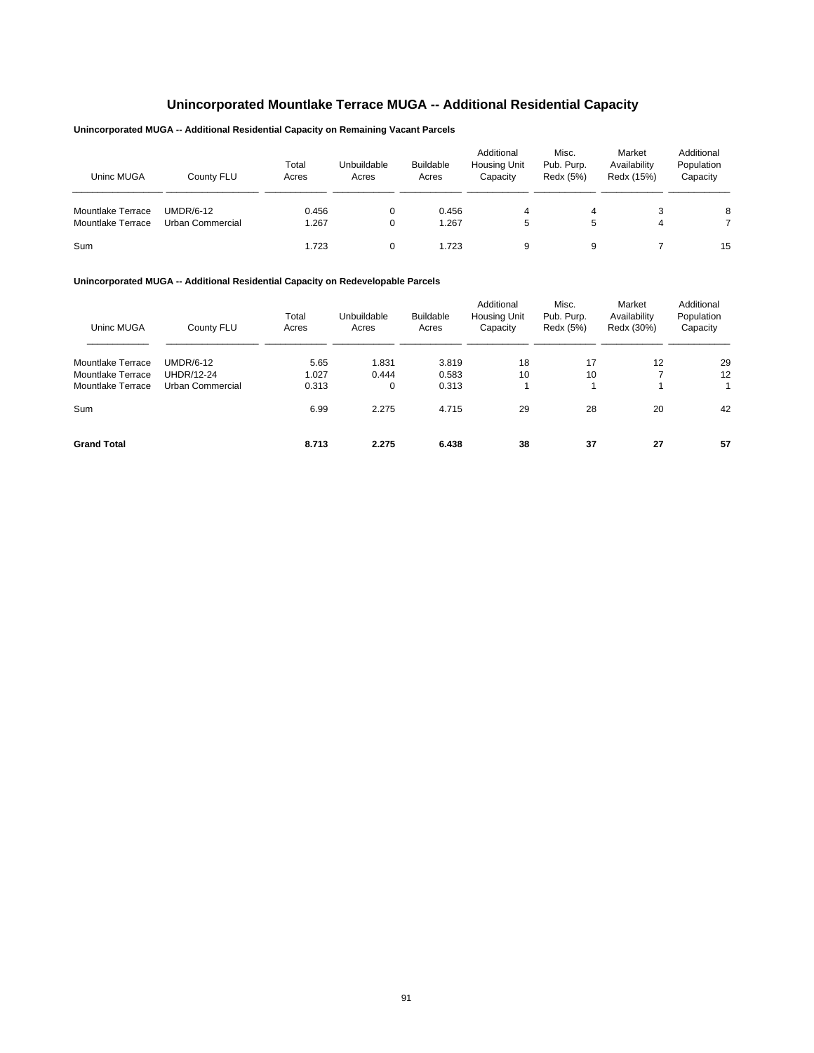# Unincorporated Mountlake Terrace MUGA -- Additional Residential Capacity

**Unincorporated MUGA -- Additional Residential Capacity on Remaining Vacant Parcels**

| Uninc MUGA | County FLU | Total Acres | Unbuildable Acres | Buildable Acres | Additional Housing Unit Capacity | Misc. Pub. Purp. Redx (5%) | Market Availability Redx (15%) | Additional Population Capacity |
|---|---|---|---|---|---|---|---|---|
| Mountlake Terrace | UMDR/6-12 | 0.456 | 0 | 0.456 | 4 | 4 | 3 | 8 |
| Mountlake Terrace | Urban Commercial | 1.267 | 0 | 1.267 | 5 | 5 | 4 | 7 |
| Sum | | 1.723 | 0 | 1.723 | 9 | 9 | 7 | 15 |

**Unincorporated MUGA -- Additional Residential Capacity on Redevelopable Parcels**

| Uninc MUGA | County FLU | Total Acres | Unbuildable Acres | Buildable Acres | Additional Housing Unit Capacity | Misc. Pub. Purp. Redx (5%) | Market Availability Redx (30%) | Additional Population Capacity |
|---|---|---|---|---|---|---|---|---|
| Mountlake Terrace | UMDR/6-12 | 5.65 | 1.831 | 3.819 | 18 | 17 | 12 | 29 |
| Mountlake Terrace | UHDR/12-24 | 1.027 | 0.444 | 0.583 | 10 | 10 | 7 | 12 |
| Mountlake Terrace | Urban Commercial | 0.313 | 0 | 0.313 | 1 | 1 | 1 | 1 |
| Sum | | 6.99 | 2.275 | 4.715 | 29 | 28 | 20 | 42 |
| **Grand Total** | | **8.713** | **2.275** | **6.438** | **38** | **37** | **27** | **57** |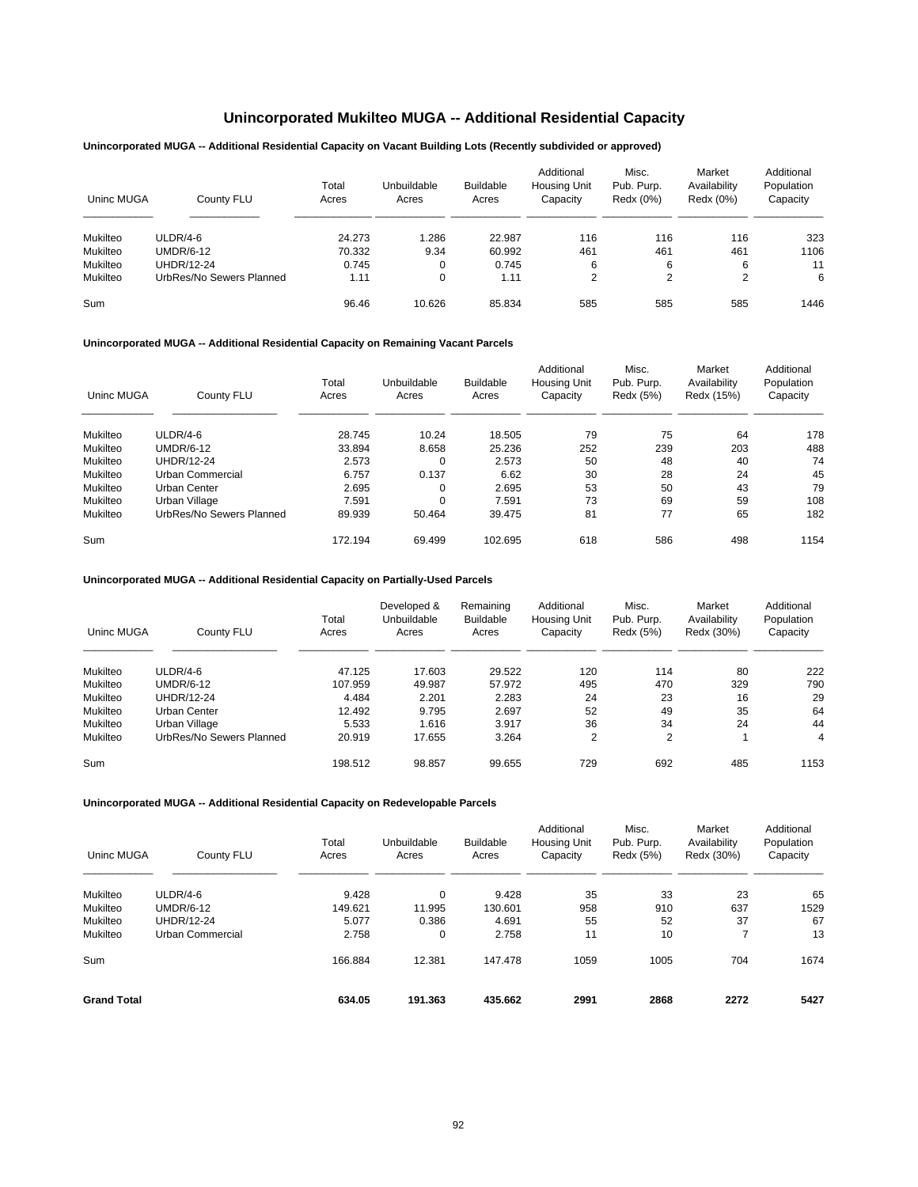# Unincorporated Mukilteo MUGA -- Additional Residential Capacity

### Unincorporated MUGA -- Additional Residential Capacity on Vacant Building Lots (Recently subdivided or approved)

| Uninc MUGA | County FLU | Total Acres | Unbuildable Acres | Buildable Acres | Additional Housing Unit Capacity | Misc. Pub. Purp. Redx (0%) | Market Availability Redx (0%) | Additional Population Capacity |
|---|---|---|---|---|---|---|---|---|
| Mukilteo | ULDR/4-6 | 24.273 | 1.286 | 22.987 | 116 | 116 | 116 | 323 |
| Mukilteo | UMDR/6-12 | 70.332 | 9.34 | 60.992 | 461 | 461 | 461 | 1106 |
| Mukilteo | UHDR/12-24 | 0.745 | 0 | 0.745 | 6 | 6 | 6 | 11 |
| Mukilteo | UrbRes/No Sewers Planned | 1.11 | 0 | 1.11 | 2 | 2 | 2 | 6 |
| Sum | | 96.46 | 10.626 | 85.834 | 585 | 585 | 585 | 1446 |

### Unincorporated MUGA -- Additional Residential Capacity on Remaining Vacant Parcels

| Uninc MUGA | County FLU | Total Acres | Unbuildable Acres | Buildable Acres | Additional Housing Unit Capacity | Misc. Pub. Purp. Redx (5%) | Market Availability Redx (15%) | Additional Population Capacity |
|---|---|---|---|---|---|---|---|---|
| Mukilteo | ULDR/4-6 | 28.745 | 10.24 | 18.505 | 79 | 75 | 64 | 178 |
| Mukilteo | UMDR/6-12 | 33.894 | 8.658 | 25.236 | 252 | 239 | 203 | 488 |
| Mukilteo | UHDR/12-24 | 2.573 | 0 | 2.573 | 50 | 48 | 40 | 74 |
| Mukilteo | Urban Commercial | 6.757 | 0.137 | 6.62 | 30 | 28 | 24 | 45 |
| Mukilteo | Urban Center | 2.695 | 0 | 2.695 | 53 | 50 | 43 | 79 |
| Mukilteo | Urban Village | 7.591 | 0 | 7.591 | 73 | 69 | 59 | 108 |
| Mukilteo | UrbRes/No Sewers Planned | 89.939 | 50.464 | 39.475 | 81 | 77 | 65 | 182 |
| Sum | | 172.194 | 69.499 | 102.695 | 618 | 586 | 498 | 1154 |

### Unincorporated MUGA -- Additional Residential Capacity on Partially-Used Parcels

| Uninc MUGA | County FLU | Total Acres | Developed & Unbuildable Acres | Remaining Buildable Acres | Additional Housing Unit Capacity | Misc. Pub. Purp. Redx (5%) | Market Availability Redx (30%) | Additional Population Capacity |
|---|---|---|---|---|---|---|---|---|
| Mukilteo | ULDR/4-6 | 47.125 | 17.603 | 29.522 | 120 | 114 | 80 | 222 |
| Mukilteo | UMDR/6-12 | 107.959 | 49.987 | 57.972 | 495 | 470 | 329 | 790 |
| Mukilteo | UHDR/12-24 | 4.484 | 2.201 | 2.283 | 24 | 23 | 16 | 29 |
| Mukilteo | Urban Center | 12.492 | 9.795 | 2.697 | 52 | 49 | 35 | 64 |
| Mukilteo | Urban Village | 5.533 | 1.616 | 3.917 | 36 | 34 | 24 | 44 |
| Mukilteo | UrbRes/No Sewers Planned | 20.919 | 17.655 | 3.264 | 2 | 2 | 1 | 4 |
| Sum | | 198.512 | 98.857 | 99.655 | 729 | 692 | 485 | 1153 |

### Unincorporated MUGA -- Additional Residential Capacity on Redevelopable Parcels

| Uninc MUGA | County FLU | Total Acres | Unbuildable Acres | Buildable Acres | Additional Housing Unit Capacity | Misc. Pub. Purp. Redx (5%) | Market Availability Redx (30%) | Additional Population Capacity |
|---|---|---|---|---|---|---|---|---|
| Mukilteo | ULDR/4-6 | 9.428 | 0 | 9.428 | 35 | 33 | 23 | 65 |
| Mukilteo | UMDR/6-12 | 149.621 | 11.995 | 130.601 | 958 | 910 | 637 | 1529 |
| Mukilteo | UHDR/12-24 | 5.077 | 0.386 | 4.691 | 55 | 52 | 37 | 67 |
| Mukilteo | Urban Commercial | 2.758 | 0 | 2.758 | 11 | 10 | 7 | 13 |
| Sum | | 166.884 | 12.381 | 147.478 | 1059 | 1005 | 704 | 1674 |
| **Grand Total** | | **634.05** | **191.363** | **435.662** | **2991** | **2868** | **2272** | **5427** |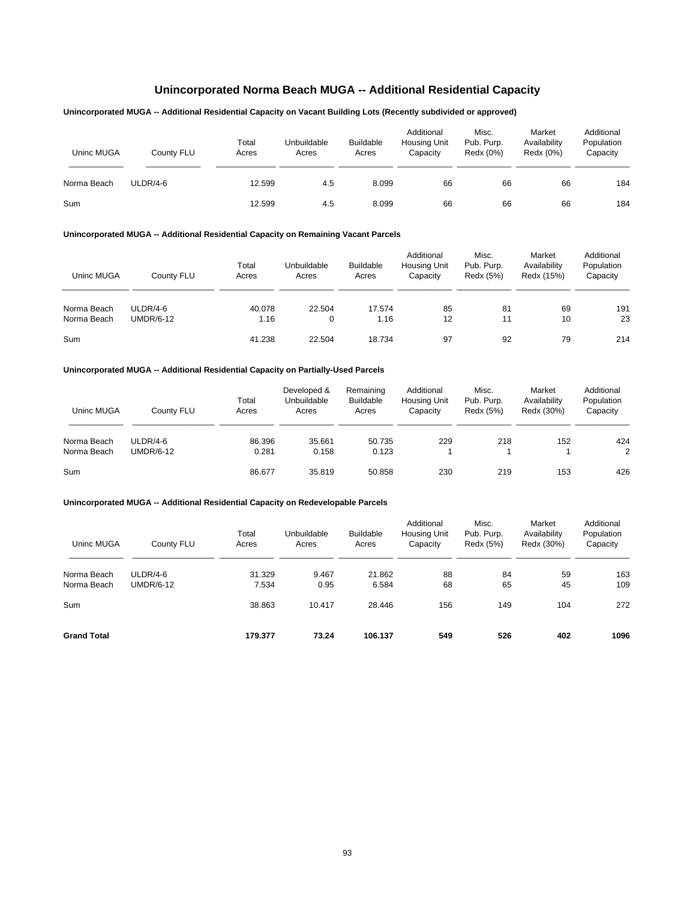# Unincorporated Norma Beach MUGA -- Additional Residential Capacity

**Unincorporated MUGA -- Additional Residential Capacity on Vacant Building Lots (Recently subdivided or approved)**

| Uninc MUGA | County FLU | Total Acres | Unbuildable Acres | Buildable Acres | Additional Housing Unit Capacity | Misc. Pub. Purp. Redx (0%) | Market Availability Redx (0%) | Additional Population Capacity |
|---|---|---|---|---|---|---|---|---|
| Norma Beach | ULDR/4-6 | 12.599 | 4.5 | 8.099 | 66 | 66 | 66 | 184 |
| Sum | | 12.599 | 4.5 | 8.099 | 66 | 66 | 66 | 184 |

**Unincorporated MUGA -- Additional Residential Capacity on Remaining Vacant Parcels**

| Uninc MUGA | County FLU | Total Acres | Unbuildable Acres | Buildable Acres | Additional Housing Unit Capacity | Misc. Pub. Purp. Redx (5%) | Market Availability Redx (15%) | Additional Population Capacity |
|---|---|---|---|---|---|---|---|---|
| Norma Beach | ULDR/4-6 | 40.078 | 22.504 | 17.574 | 85 | 81 | 69 | 191 |
| Norma Beach | UMDR/6-12 | 1.16 | 0 | 1.16 | 12 | 11 | 10 | 23 |
| Sum | | 41.238 | 22.504 | 18.734 | 97 | 92 | 79 | 214 |

**Unincorporated MUGA -- Additional Residential Capacity on Partially-Used Parcels**

| Uninc MUGA | County FLU | Total Acres | Developed & Unbuildable Acres | Remaining Buildable Acres | Additional Housing Unit Capacity | Misc. Pub. Purp. Redx (5%) | Market Availability Redx (30%) | Additional Population Capacity |
|---|---|---|---|---|---|---|---|---|
| Norma Beach | ULDR/4-6 | 86.396 | 35.661 | 50.735 | 229 | 218 | 152 | 424 |
| Norma Beach | UMDR/6-12 | 0.281 | 0.158 | 0.123 | 1 | 1 | 1 | 2 |
| Sum | | 86.677 | 35.819 | 50.858 | 230 | 219 | 153 | 426 |

**Unincorporated MUGA -- Additional Residential Capacity on Redevelopable Parcels**

| Uninc MUGA | County FLU | Total Acres | Unbuildable Acres | Buildable Acres | Additional Housing Unit Capacity | Misc. Pub. Purp. Redx (5%) | Market Availability Redx (30%) | Additional Population Capacity |
|---|---|---|---|---|---|---|---|---|
| Norma Beach | ULDR/4-6 | 31.329 | 9.467 | 21.862 | 88 | 84 | 59 | 163 |
| Norma Beach | UMDR/6-12 | 7.534 | 0.95 | 6.584 | 68 | 65 | 45 | 109 |
| Sum | | 38.863 | 10.417 | 28.446 | 156 | 149 | 104 | 272 |
| **Grand Total** | | **179.377** | **73.24** | **106.137** | **549** | **526** | **402** | **1096** |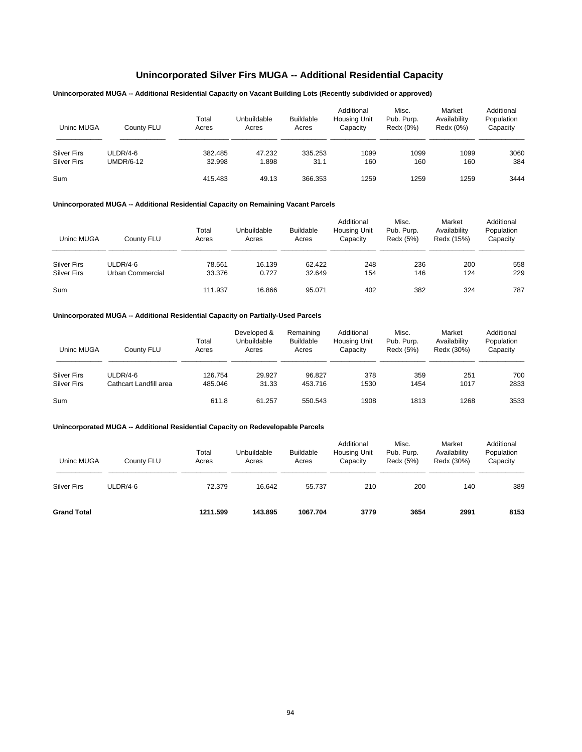# Unincorporated Silver Firs MUGA -- Additional Residential Capacity

### Unincorporated MUGA -- Additional Residential Capacity on Vacant Building Lots (Recently subdivided or approved)

| Uninc MUGA | County FLU | Total Acres | Unbuildable Acres | Buildable Acres | Additional Housing Unit Capacity | Misc. Pub. Purp. Redx (0%) | Market Availability Redx (0%) | Additional Population Capacity |
|---|---|---|---|---|---|---|---|---|
| Silver Firs | ULDR/4-6 | 382.485 | 47.232 | 335.253 | 1099 | 1099 | 1099 | 3060 |
| Silver Firs | UMDR/6-12 | 32.998 | 1.898 | 31.1 | 160 | 160 | 160 | 384 |
| Sum | | 415.483 | 49.13 | 366.353 | 1259 | 1259 | 1259 | 3444 |

### Unincorporated MUGA -- Additional Residential Capacity on Remaining Vacant Parcels

| Uninc MUGA | County FLU | Total Acres | Unbuildable Acres | Buildable Acres | Additional Housing Unit Capacity | Misc. Pub. Purp. Redx (5%) | Market Availability Redx (15%) | Additional Population Capacity |
|---|---|---|---|---|---|---|---|---|
| Silver Firs | ULDR/4-6 | 78.561 | 16.139 | 62.422 | 248 | 236 | 200 | 558 |
| Silver Firs | Urban Commercial | 33.376 | 0.727 | 32.649 | 154 | 146 | 124 | 229 |
| Sum | | 111.937 | 16.866 | 95.071 | 402 | 382 | 324 | 787 |

### Unincorporated MUGA -- Additional Residential Capacity on Partially-Used Parcels

| Uninc MUGA | County FLU | Total Acres | Developed & Unbuildable Acres | Remaining Buildable Acres | Additional Housing Unit Capacity | Misc. Pub. Purp. Redx (5%) | Market Availability Redx (30%) | Additional Population Capacity |
|---|---|---|---|---|---|---|---|---|
| Silver Firs | ULDR/4-6 | 126.754 | 29.927 | 96.827 | 378 | 359 | 251 | 700 |
| Silver Firs | Cathcart Landfill area | 485.046 | 31.33 | 453.716 | 1530 | 1454 | 1017 | 2833 |
| Sum | | 611.8 | 61.257 | 550.543 | 1908 | 1813 | 1268 | 3533 |

### Unincorporated MUGA -- Additional Residential Capacity on Redevelopable Parcels

| Uninc MUGA | County FLU | Total Acres | Unbuildable Acres | Buildable Acres | Additional Housing Unit Capacity | Misc. Pub. Purp. Redx (5%) | Market Availability Redx (30%) | Additional Population Capacity |
|---|---|---|---|---|---|---|---|---|
| Silver Firs | ULDR/4-6 | 72.379 | 16.642 | 55.737 | 210 | 200 | 140 | 389 |
| **Grand Total** | | **1211.599** | **143.895** | **1067.704** | **3779** | **3654** | **2991** | **8153** |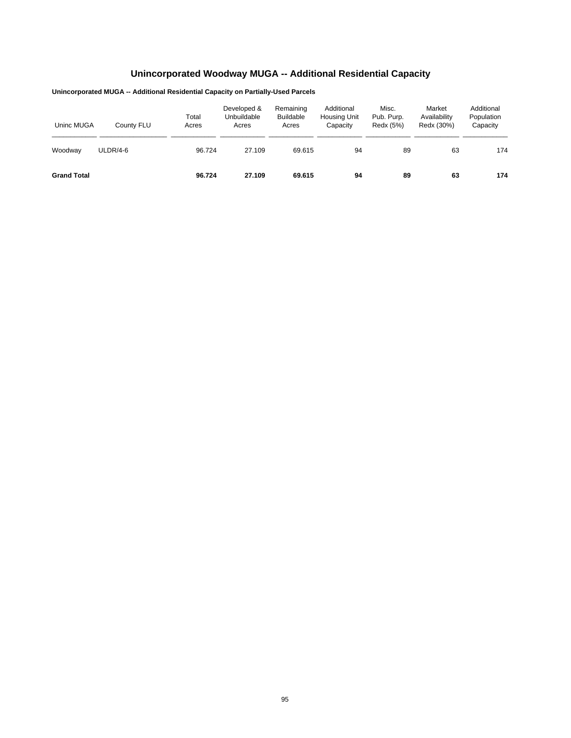# Unincorporated Woodway MUGA -- Additional Residential Capacity

**Unincorporated MUGA -- Additional Residential Capacity on Partially-Used Parcels**

| Uninc MUGA | County FLU | Total Acres | Developed & Unbuildable Acres | Remaining Buildable Acres | Additional Housing Unit Capacity | Misc. Pub. Purp. Redx (5%) | Market Availability Redx (30%) | Additional Population Capacity |
|---|---|---|---|---|---|---|---|---|
| Woodway | ULDR/4-6 | 96.724 | 27.109 | 69.615 | 94 | 89 | 63 | 174 |
| **Grand Total** | | **96.724** | **27.109** | **69.615** | **94** | **89** | **63** | **174** |